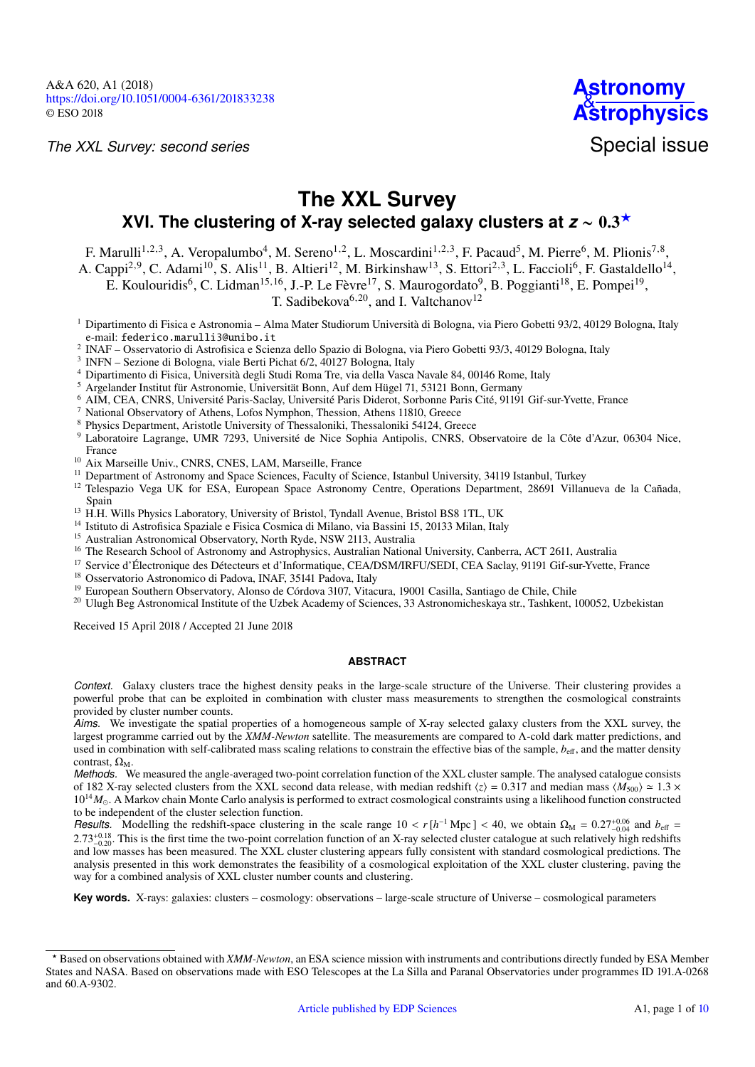A&A 620, A1 (2018)
https://doi.org/10.1051/0004-6361/201833238
© ESO 2018

*The XXL Survey: second series*

Astronomy & Astrophysics
Special issue

# The XXL Survey

## XVI. The clustering of X-ray selected galaxy clusters at $z \sim 0.3$ ⋆

F. Marulli[1,2,3], A. Veropalumbo[4], M. Sereno[1,2], L. Moscardini[1,2,3], F. Pacaud[5], M. Pierre[6], M. Plionis[7,8], A. Cappi[2,9], C. Adami[10], S. Alis[11], B. Altieri[12], M. Birkinshaw[13], S. Ettori[2,3], L. Faccioli[6], F. Gastaldello[14], E. Koulouridis[6], C. Lidman[15,16], J.-P. Le Fèvre[17], S. Maurogordato[9], B. Poggianti[18], E. Pompei[19], T. Sadibekova[6,20], and I. Valtchanov[12]

[1] Dipartimento di Fisica e Astronomia – Alma Mater Studiorum Università di Bologna, via Piero Gobetti 93/2, 40129 Bologna, Italy
e-mail: federico.marulli3@unibo.it
[2] INAF – Osservatorio di Astrofisica e Scienza dello Spazio di Bologna, via Piero Gobetti 93/3, 40129 Bologna, Italy
[3] INFN – Sezione di Bologna, viale Berti Pichat 6/2, 40127 Bologna, Italy
[4] Dipartimento di Fisica, Università degli Studi Roma Tre, via della Vasca Navale 84, 00146 Rome, Italy
[5] Argelander Institut für Astronomie, Universität Bonn, Auf dem Hügel 71, 53121 Bonn, Germany
[6] AIM, CEA, CNRS, Université Paris-Saclay, Université Paris Diderot, Sorbonne Paris Cité, 91191 Gif-sur-Yvette, France
[7] National Observatory of Athens, Lofos Nymphon, Thession, Athens 11810, Greece
[8] Physics Department, Aristotle University of Thessaloniki, Thessaloniki 54124, Greece
[9] Laboratoire Lagrange, UMR 7293, Université de Nice Sophia Antipolis, CNRS, Observatoire de la Côte d'Azur, 06304 Nice, France
[10] Aix Marseille Univ., CNRS, CNES, LAM, Marseille, France
[11] Department of Astronomy and Space Sciences, Faculty of Science, Istanbul University, 34119 Istanbul, Turkey
[12] Telespazio Vega UK for ESA, European Space Astronomy Centre, Operations Department, 28691 Villanueva de la Cañada, Spain
[13] H.H. Wills Physics Laboratory, University of Bristol, Tyndall Avenue, Bristol BS8 1TL, UK
[14] Istituto di Astrofisica Spaziale e Fisica Cosmica di Milano, via Bassini 15, 20133 Milan, Italy
[15] Australian Astronomical Observatory, North Ryde, NSW 2113, Australia
[16] The Research School of Astronomy and Astrophysics, Australian National University, Canberra, ACT 2611, Australia
[17] Service d'Électronique des Détecteurs et d'Informatique, CEA/DSM/IRFU/SEDI, CEA Saclay, 91191 Gif-sur-Yvette, France
[18] Osservatorio Astronomico di Padova, INAF, 35141 Padova, Italy
[19] European Southern Observatory, Alonso de Córdova 3107, Vitacura, 19001 Casilla, Santiago de Chile, Chile
[20] Ulugh Beg Astronomical Institute of the Uzbek Academy of Sciences, 33 Astronomicheskaya str., Tashkent, 100052, Uzbekistan

Received 15 April 2018 / Accepted 21 June 2018

### ABSTRACT

*Context.* Galaxy clusters trace the highest density peaks in the large-scale structure of the Universe. Their clustering provides a powerful probe that can be exploited in combination with cluster mass measurements to strengthen the cosmological constraints provided by cluster number counts.

*Aims.* We investigate the spatial properties of a homogeneous sample of X-ray selected galaxy clusters from the XXL survey, the largest programme carried out by the *XMM-Newton* satellite. The measurements are compared to Λ-cold dark matter predictions, and used in combination with self-calibrated mass scaling relations to constrain the effective bias of the sample, $b_{\rm eff}$, and the matter density contrast, $\Omega_{\rm M}$.

*Methods.* We measured the angle-averaged two-point correlation function of the XXL cluster sample. The analysed catalogue consists of 182 X-ray selected clusters from the XXL second data release, with median redshift $\langle z \rangle = 0.317$ and median mass $\langle M_{500} \rangle \simeq 1.3 \times 10^{14} M_\odot$. A Markov chain Monte Carlo analysis is performed to extract cosmological constraints using a likelihood function constructed to be independent of the cluster selection function.

*Results.* Modelling the redshift-space clustering in the scale range $10 < r\,[h^{-1}\,{\rm Mpc}] < 40$, we obtain $\Omega_{\rm M} = 0.27^{+0.06}_{-0.04}$ and $b_{\rm eff} = 2.73^{+0.18}_{-0.20}$. This is the first time the two-point correlation function of an X-ray selected cluster catalogue at such relatively high redshifts and low masses has been measured. The XXL cluster clustering appears fully consistent with standard cosmological predictions. The analysis presented in this work demonstrates the feasibility of a cosmological exploitation of the XXL cluster clustering, paving the way for a combined analysis of XXL cluster number counts and clustering.

**Key words.** X-rays: galaxies: clusters – cosmology: observations – large-scale structure of Universe – cosmological parameters

⋆ Based on observations obtained with *XMM-Newton*, an ESA science mission with instruments and contributions directly funded by ESA Member States and NASA. Based on observations made with ESO Telescopes at the La Silla and Paranal Observatories under programmes ID 191.A-0268 and 60.A-9302.

Article published by EDP Sciences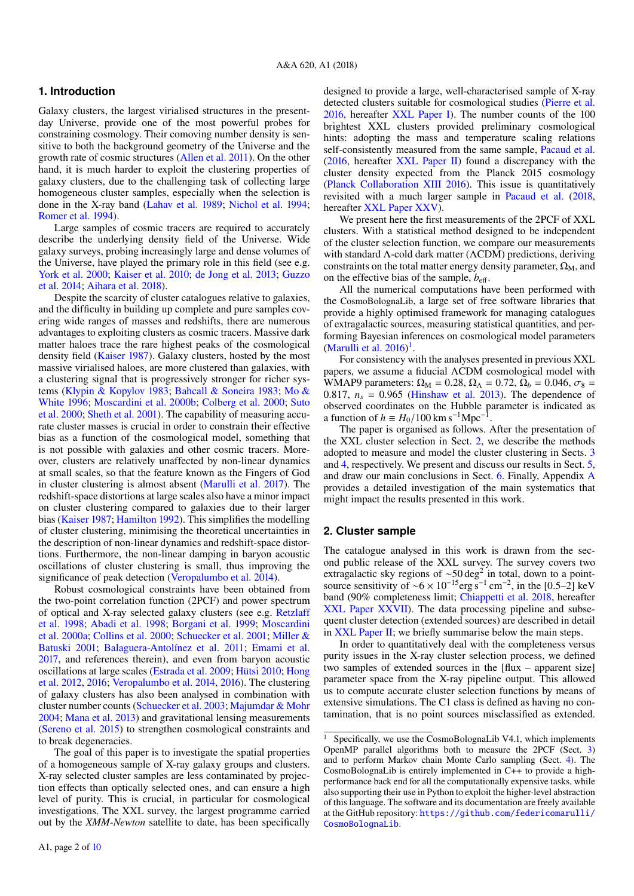## 1. Introduction

Galaxy clusters, the largest virialised structures in the present-day Universe, provide one of the most powerful probes for constraining cosmology. Their comoving number density is sensitive to both the background geometry of the Universe and the growth rate of cosmic structures (Allen et al. 2011). On the other hand, it is much harder to exploit the clustering properties of galaxy clusters, due to the challenging task of collecting large homogeneous cluster samples, especially when the selection is done in the X-ray band (Lahav et al. 1989; Nichol et al. 1994; Romer et al. 1994).

Large samples of cosmic tracers are required to accurately describe the underlying density field of the Universe. Wide galaxy surveys, probing increasingly large and dense volumes of the Universe, have played the primary role in this field (see e.g. York et al. 2000; Kaiser et al. 2010; de Jong et al. 2013; Guzzo et al. 2014; Aihara et al. 2018).

Despite the scarcity of cluster catalogues relative to galaxies, and the difficulty in building up complete and pure samples covering wide ranges of masses and redshifts, there are numerous advantages to exploiting clusters as cosmic tracers. Massive dark matter haloes trace the rare highest peaks of the cosmological density field (Kaiser 1987). Galaxy clusters, hosted by the most massive virialised haloes, are more clustered than galaxies, with a clustering signal that is progressively stronger for richer systems (Klypin & Kopylov 1983; Bahcall & Soneira 1983; Mo & White 1996; Moscardini et al. 2000b; Colberg et al. 2000; Suto et al. 2000; Sheth et al. 2001). The capability of measuring accurate cluster masses is crucial in order to constrain their effective bias as a function of the cosmological model, something that is not possible with galaxies and other cosmic tracers. Moreover, clusters are relatively unaffected by non-linear dynamics at small scales, so that the feature known as the Fingers of God in cluster clustering is almost absent (Marulli et al. 2017). The redshift-space distortions at large scales also have a minor impact on cluster clustering compared to galaxies due to their larger bias (Kaiser 1987; Hamilton 1992). This simplifies the modelling of cluster clustering, minimising the theoretical uncertainties in the description of non-linear dynamics and redshift-space distortions. Furthermore, the non-linear damping in baryon acoustic oscillations of cluster clustering is small, thus improving the significance of peak detection (Veropalumbo et al. 2014).

Robust cosmological constraints have been obtained from the two-point correlation function (2PCF) and power spectrum of optical and X-ray selected galaxy clusters (see e.g. Retzlaff et al. 1998; Abadi et al. 1998; Borgani et al. 1999; Moscardini et al. 2000a; Collins et al. 2000; Schuecker et al. 2001; Miller & Batuski 2001; Balaguera-Antolínez et al. 2011; Emami et al. 2017, and references therein), and even from baryon acoustic oscillations at large scales (Estrada et al. 2009; Hütsi 2010; Hong et al. 2012, 2016; Veropalumbo et al. 2014, 2016). The clustering of galaxy clusters has also been analysed in combination with cluster number counts (Schuecker et al. 2003; Majumdar & Mohr 2004; Mana et al. 2013) and gravitational lensing measurements (Sereno et al. 2015) to strengthen cosmological constraints and to break degeneracies.

The goal of this paper is to investigate the spatial properties of a homogeneous sample of X-ray galaxy groups and clusters. X-ray selected cluster samples are less contaminated by projection effects than optically selected ones, and can ensure a high level of purity. This is crucial, in particular for cosmological investigations. The XXL survey, the largest programme carried out by the *XMM-Newton* satellite to date, has been specifically designed to provide a large, well-characterised sample of X-ray detected clusters suitable for cosmological studies (Pierre et al. 2016, hereafter XXL Paper I). The number counts of the 100 brightest XXL clusters provided preliminary cosmological hints: adopting the mass and temperature scaling relations self-consistently measured from the same sample, Pacaud et al. (2016, hereafter XXL Paper II) found a discrepancy with the cluster density expected from the Planck 2015 cosmology (Planck Collaboration XIII 2016). This issue is quantitatively revisited with a much larger sample in Pacaud et al. (2018, hereafter XXL Paper XXV).

We present here the first measurements of the 2PCF of XXL clusters. With a statistical method designed to be independent of the cluster selection function, we compare our measurements with standard Λ-cold dark matter (ΛCDM) predictions, deriving constraints on the total matter energy density parameter, $\Omega_{\rm M}$, and on the effective bias of the sample, $b_{\rm eff}$.

All the numerical computations have been performed with the CosmoBolognaLib, a large set of free software libraries that provide a highly optimised framework for managing catalogues of extragalactic sources, measuring statistical quantities, and performing Bayesian inferences on cosmological model parameters (Marulli et al. 2016)[1].

For consistency with the analyses presented in previous XXL papers, we assume a fiducial ΛCDM cosmological model with WMAP9 parameters: $\Omega_{\rm M} = 0.28$, $\Omega_\Lambda = 0.72$, $\Omega_b = 0.046$, $\sigma_8 = 0.817$, $n_s = 0.965$ (Hinshaw et al. 2013). The dependence of observed coordinates on the Hubble parameter is indicated as a function of $h \equiv H_0/100\,{\rm km\,s^{-1}Mpc^{-1}}$.

The paper is organised as follows. After the presentation of the XXL cluster selection in Sect. 2, we describe the methods adopted to measure and model the cluster clustering in Sects. 3 and 4, respectively. We present and discuss our results in Sect. 5, and draw our main conclusions in Sect. 6. Finally, Appendix A provides a detailed investigation of the main systematics that might impact the results presented in this work.

## 2. Cluster sample

The catalogue analysed in this work is drawn from the second public release of the XXL survey. The survey covers two extragalactic sky regions of $\sim$50 deg$^2$ in total, down to a point-source sensitivity of $\sim 6 \times 10^{-15}$erg s$^{-1}$ cm$^{-2}$, in the [0.5–2] keV band (90% completeness limit; Chiappetti et al. 2018, hereafter XXL Paper XXVII). The data processing pipeline and subsequent cluster detection (extended sources) are described in detail in XXL Paper II; we briefly summarise below the main steps.

In order to quantitatively deal with the completeness versus purity issues in the X-ray cluster selection process, we defined two samples of extended sources in the [flux – apparent size] parameter space from the X-ray pipeline output. This allowed us to compute accurate cluster selection functions by means of extensive simulations. The C1 class is defined as having no contamination, that is no point sources misclassified as extended.

[1] Specifically, we use the CosmoBolognaLib V4.1, which implements OpenMP parallel algorithms both to measure the 2PCF (Sect. 3) and to perform Markov chain Monte Carlo sampling (Sect. 4). The CosmoBolognaLib is entirely implemented in C++ to provide a high-performance back end for all the computationally expensive tasks, while also supporting their use in Python to exploit the higher-level abstraction of this language. The software and its documentation are freely available at the GitHub repository: https://github.com/federicomarulli/CosmoBolognaLib.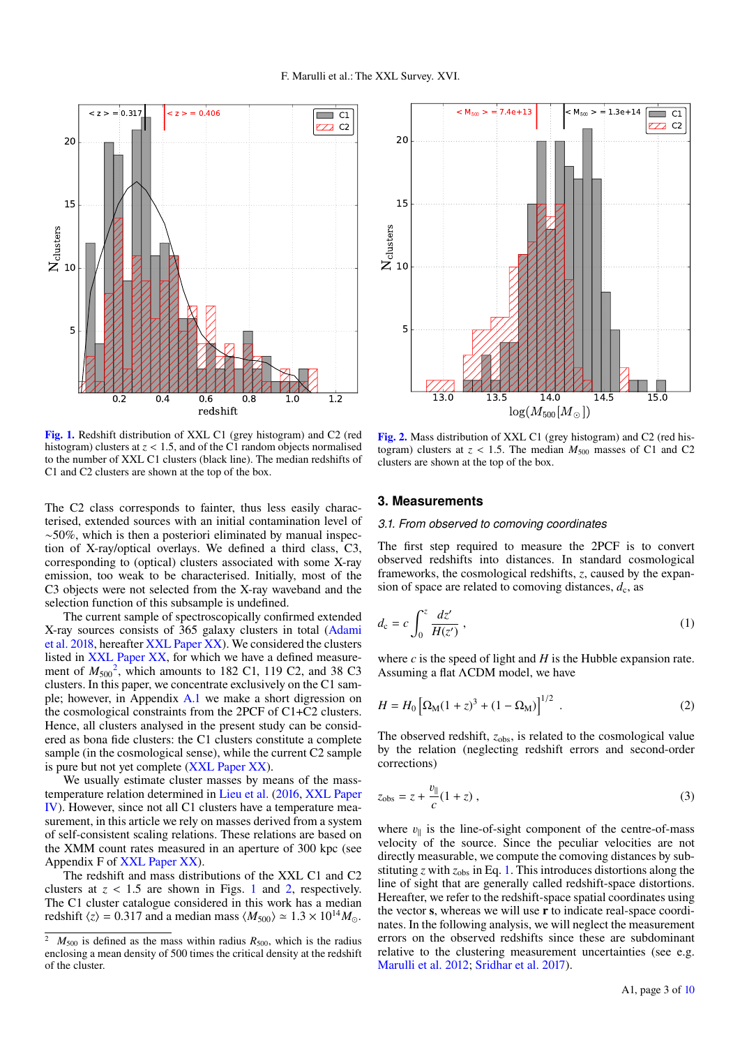**Fig. 1.** Redshift distribution of XXL C1 (grey histogram) and C2 (red histogram) clusters at $z < 1.5$, and of the C1 random objects normalised to the number of XXL C1 clusters (black line). The median redshifts of C1 and C2 clusters are shown at the top of the box.

**Fig. 2.** Mass distribution of XXL C1 (grey histogram) and C2 (red histogram) clusters at $z < 1.5$. The median $M_{500}$ masses of C1 and C2 clusters are shown at the top of the box.

The C2 class corresponds to fainter, thus less easily characterised, extended sources with an initial contamination level of ∼50%, which is then a posteriori eliminated by manual inspection of X-ray/optical overlays. We defined a third class, C3, corresponding to (optical) clusters associated with some X-ray emission, too weak to be characterised. Initially, most of the C3 objects were not selected from the X-ray waveband and the selection function of this subsample is undefined.

The current sample of spectroscopically confirmed extended X-ray sources consists of 365 galaxy clusters in total (Adami et al. 2018, hereafter XXL Paper XX). We considered the clusters listed in XXL Paper XX, for which we have a defined measurement of $M_{500}$[2], which amounts to 182 C1, 119 C2, and 38 C3 clusters. In this paper, we concentrate exclusively on the C1 sample; however, in Appendix A.1 we make a short digression on the cosmological constraints from the 2PCF of C1+C2 clusters. Hence, all clusters analysed in the present study can be considered as bona fide clusters: the C1 clusters constitute a complete sample (in the cosmological sense), while the current C2 sample is pure but not yet complete (XXL Paper XX).

We usually estimate cluster masses by means of the mass-temperature relation determined in Lieu et al. (2016, XXL Paper IV). However, since not all C1 clusters have a temperature measurement, in this article we rely on masses derived from a system of self-consistent scaling relations. These relations are based on the XMM count rates measured in an aperture of 300 kpc (see Appendix F of XXL Paper XX).

The redshift and mass distributions of the XXL C1 and C2 clusters at $z < 1.5$ are shown in Figs. 1 and 2, respectively. The C1 cluster catalogue considered in this work has a median redshift $\langle z \rangle = 0.317$ and a median mass $\langle M_{500} \rangle \simeq 1.3 \times 10^{14} M_{\odot}$.

[2] $M_{500}$ is defined as the mass within radius $R_{500}$, which is the radius enclosing a mean density of 500 times the critical density at the redshift of the cluster.

## 3. Measurements

### 3.1. From observed to comoving coordinates

The first step required to measure the 2PCF is to convert observed redshifts into distances. In standard cosmological frameworks, the cosmological redshifts, $z$, caused by the expansion of space are related to comoving distances, $d_c$, as

$$d_c = c \int_0^z \frac{dz'}{H(z')} \, , \tag{1}$$

where $c$ is the speed of light and $H$ is the Hubble expansion rate. Assuming a flat ΛCDM model, we have

$$H = H_0 \left[ \Omega_M (1+z)^3 + (1 - \Omega_M) \right]^{1/2} \, . \tag{2}$$

The observed redshift, $z_{obs}$, is related to the cosmological value by the relation (neglecting redshift errors and second-order corrections)

$$z_{obs} = z + \frac{v_{\parallel}}{c}(1+z) \, , \tag{3}$$

where $v_{\parallel}$ is the line-of-sight component of the centre-of-mass velocity of the source. Since the peculiar velocities are not directly measurable, we compute the comoving distances by substituting $z$ with $z_{obs}$ in Eq. 1. This introduces distortions along the line of sight that are generally called redshift-space distortions. Hereafter, we refer to the redshift-space spatial coordinates using the vector **s**, whereas we will use **r** to indicate real-space coordinates. In the following analysis, we will neglect the measurement errors on the observed redshifts since these are subdominant relative to the clustering measurement uncertainties (see e.g. Marulli et al. 2012; Sridhar et al. 2017).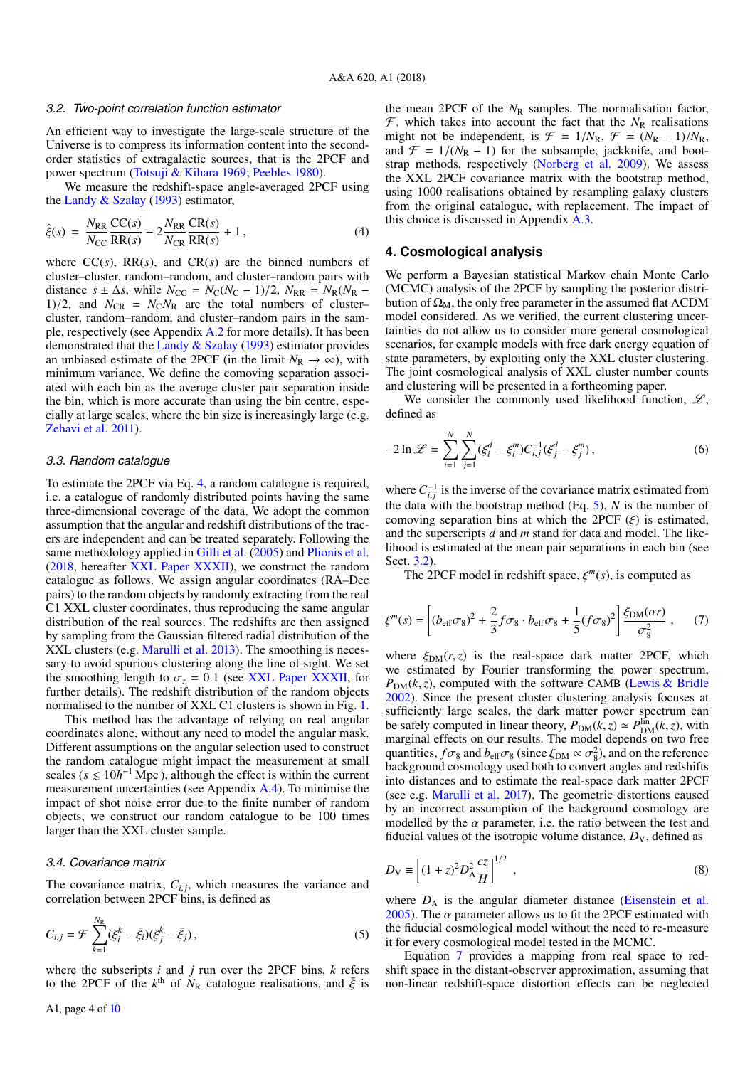### 3.2. Two-point correlation function estimator

An efficient way to investigate the large-scale structure of the Universe is to compress its information content into the second-order statistics of extragalactic sources, that is the 2PCF and power spectrum (Totsuji & Kihara 1969; Peebles 1980).

We measure the redshift-space angle-averaged 2PCF using the Landy & Szalay (1993) estimator,

$$\hat{\xi}(s) = \frac{N_{\rm RR}}{N_{\rm CC}}\frac{{\rm CC}(s)}{{\rm RR}(s)} - 2\frac{N_{\rm RR}}{N_{\rm CR}}\frac{{\rm CR}(s)}{{\rm RR}(s)} + 1\,, \tag{4}$$

where CC($s$), RR($s$), and CR($s$) are the binned numbers of cluster–cluster, random–random, and cluster–random pairs with distance $s \pm \Delta s$, while $N_{\rm CC} = N_{\rm C}(N_{\rm C}-1)/2$, $N_{\rm RR} = N_{\rm R}(N_{\rm R}-1)/2$, and $N_{\rm CR} = N_{\rm C}N_{\rm R}$ are the total numbers of cluster–cluster, random–random, and cluster–random pairs in the sample, respectively (see Appendix A.2 for more details). It has been demonstrated that the Landy & Szalay (1993) estimator provides an unbiased estimate of the 2PCF (in the limit $N_{\rm R} \to \infty$), with minimum variance. We define the comoving separation associated with each bin as the average cluster pair separation inside the bin, which is more accurate than using the bin centre, especially at large scales, where the bin size is increasingly large (e.g. Zehavi et al. 2011).

### 3.3. Random catalogue

To estimate the 2PCF via Eq. 4, a random catalogue is required, i.e. a catalogue of randomly distributed points having the same three-dimensional coverage of the data. We adopt the common assumption that the angular and redshift distributions of the tracers are independent and can be treated separately. Following the same methodology applied in Gilli et al. (2005) and Plionis et al. (2018, hereafter XXL Paper XXXII), we construct the random catalogue as follows. We assign angular coordinates (RA–Dec pairs) to the random objects by randomly extracting from the real C1 XXL cluster coordinates, thus reproducing the same angular distribution of the real sources. The redshifts are then assigned by sampling from the Gaussian filtered radial distribution of the XXL clusters (e.g. Marulli et al. 2013). The smoothing is necessary to avoid spurious clustering along the line of sight. We set the smoothing length to $\sigma_z = 0.1$ (see XXL Paper XXXII, for further details). The redshift distribution of the random objects normalised to the number of XXL C1 clusters is shown in Fig. 1.

This method has the advantage of relying on real angular coordinates alone, without any need to model the angular mask. Different assumptions on the angular selection used to construct the random catalogue might impact the measurement at small scales ($s \lesssim 10h^{-1}$ Mpc ), although the effect is within the current measurement uncertainties (see Appendix A.4). To minimise the impact of shot noise error due to the finite number of random objects, we construct our random catalogue to be 100 times larger than the XXL cluster sample.

### 3.4. Covariance matrix

The covariance matrix, $C_{i,j}$, which measures the variance and correlation between 2PCF bins, is defined as

$$C_{i,j} = \mathcal{F}\sum_{k=1}^{N_{\rm R}}(\xi_i^k - \bar{\xi}_i)(\xi_j^k - \bar{\xi}_j)\,, \tag{5}$$

where the subscripts $i$ and $j$ run over the 2PCF bins, $k$ refers to the 2PCF of the $k^{\rm th}$ of $N_{\rm R}$ catalogue realisations, and $\bar{\xi}$ is the mean 2PCF of the $N_{\rm R}$ samples. The normalisation factor, $\mathcal{F}$, which takes into account the fact that the $N_{\rm R}$ realisations might not be independent, is $\mathcal{F} = 1/N_{\rm R}$, $\mathcal{F} = (N_{\rm R}-1)/N_{\rm R}$, and $\mathcal{F} = 1/(N_{\rm R}-1)$ for the subsample, jackknife, and bootstrap methods, respectively (Norberg et al. 2009). We assess the XXL 2PCF covariance matrix with the bootstrap method, using 1000 realisations obtained by resampling galaxy clusters from the original catalogue, with replacement. The impact of this choice is discussed in Appendix A.3.

## 4. Cosmological analysis

We perform a Bayesian statistical Markov chain Monte Carlo (MCMC) analysis of the 2PCF by sampling the posterior distribution of $\Omega_{\rm M}$, the only free parameter in the assumed flat ΛCDM model considered. As we verified, the current clustering uncertainties do not allow us to consider more general cosmological scenarios, for example models with free dark energy equation of state parameters, by exploiting only the XXL cluster clustering. The joint cosmological analysis of XXL cluster number counts and clustering will be presented in a forthcoming paper.

We consider the commonly used likelihood function, $\mathscr{L}$, defined as

$$-2\ln\mathscr{L} = \sum_{i=1}^{N}\sum_{j=1}^{N}(\xi_i^d - \xi_i^m)C_{i,j}^{-1}(\xi_j^d - \xi_j^m)\,, \tag{6}$$

where $C_{i,j}^{-1}$ is the inverse of the covariance matrix estimated from the data with the bootstrap method (Eq. 5), $N$ is the number of comoving separation bins at which the 2PCF ($\xi$) is estimated, and the superscripts $d$ and $m$ stand for data and model. The likelihood is estimated at the mean pair separations in each bin (see Sect. 3.2).

The 2PCF model in redshift space, $\xi^m(s)$, is computed as

$$\xi^m(s) = \left[(b_{\rm eff}\sigma_8)^2 + \frac{2}{3}f\sigma_8\cdot b_{\rm eff}\sigma_8 + \frac{1}{5}(f\sigma_8)^2\right]\frac{\xi_{\rm DM}(\alpha r)}{\sigma_8^2}\,, \tag{7}$$

where $\xi_{\rm DM}(r,z)$ is the real-space dark matter 2PCF, which we estimated by Fourier transforming the power spectrum, $P_{\rm DM}(k,z)$, computed with the software CAMB (Lewis & Bridle 2002). Since the present cluster clustering analysis focuses at sufficiently large scales, the dark matter power spectrum can be safely computed in linear theory, $P_{\rm DM}(k,z) \simeq P_{\rm DM}^{\rm lin}(k,z)$, with marginal effects on our results. The model depends on two free quantities, $f\sigma_8$ and $b_{\rm eff}\sigma_8$ (since $\xi_{\rm DM} \propto \sigma_8^2$), and on the reference background cosmology used both to convert angles and redshifts into distances and to estimate the real-space dark matter 2PCF (see e.g. Marulli et al. 2017). The geometric distortions caused by an incorrect assumption of the background cosmology are modelled by the $\alpha$ parameter, i.e. the ratio between the test and fiducial values of the isotropic volume distance, $D_{\rm V}$, defined as

$$D_{\rm V} \equiv \left[(1+z)^2 D_{\rm A}^2\frac{cz}{H}\right]^{1/2}\,, \tag{8}$$

where $D_{\rm A}$ is the angular diameter distance (Eisenstein et al. 2005). The $\alpha$ parameter allows us to fit the 2PCF estimated with the fiducial cosmological model without the need to re-measure it for every cosmological model tested in the MCMC.

Equation 7 provides a mapping from real space to redshift space in the distant-observer approximation, assuming that non-linear redshift-space distortion effects can be neglected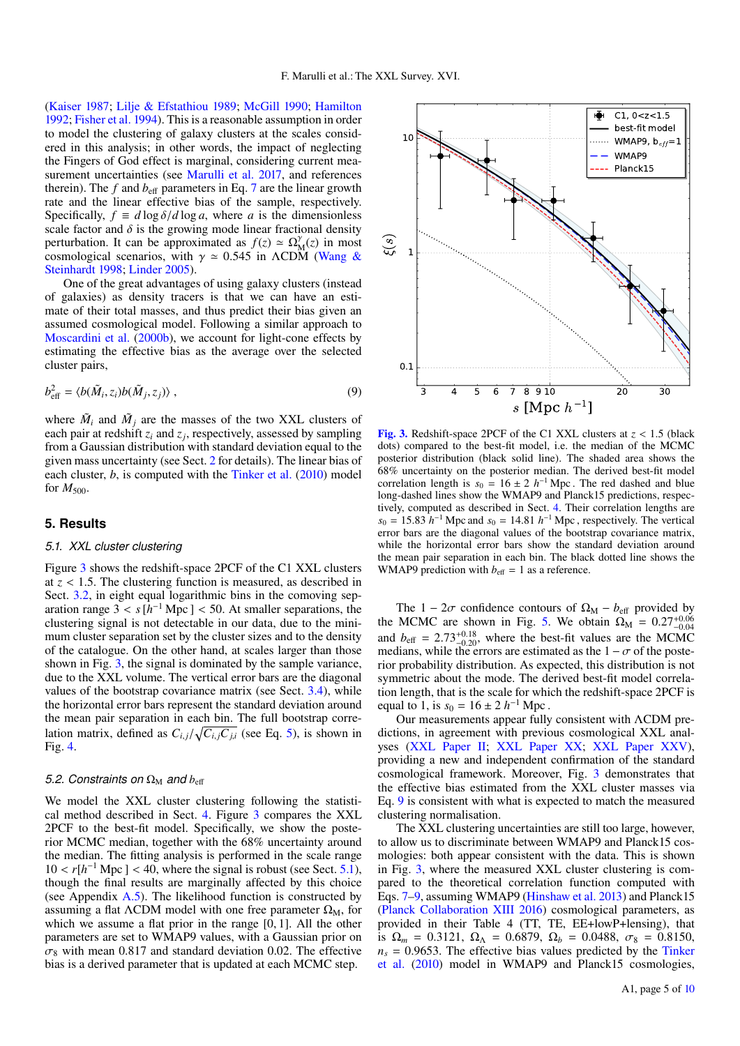(Kaiser 1987; Lilje & Efstathiou 1989; McGill 1990; Hamilton 1992; Fisher et al. 1994). This is a reasonable assumption in order to model the clustering of galaxy clusters at the scales considered in this analysis; in other words, the impact of neglecting the Fingers of God effect is marginal, considering current measurement uncertainties (see Marulli et al. 2017, and references therein). The $f$ and $b_{\rm eff}$ parameters in Eq. 7 are the linear growth rate and the linear effective bias of the sample, respectively. Specifically, $f \equiv d \log \delta / d \log a$, where $a$ is the dimensionless scale factor and $\delta$ is the growing mode linear fractional density perturbation. It can be approximated as $f(z) \simeq \Omega_{\rm M}^{\gamma}(z)$ in most cosmological scenarios, with $\gamma \simeq 0.545$ in ΛCDM (Wang & Steinhardt 1998; Linder 2005).

One of the great advantages of using galaxy clusters (instead of galaxies) as density tracers is that we can have an estimate of their total masses, and thus predict their bias given an assumed cosmological model. Following a similar approach to Moscardini et al. (2000b), we account for light-cone effects by estimating the effective bias as the average over the selected cluster pairs,

$$b_{\rm eff}^2 = \langle b(\tilde{M}_i, z_i) b(\tilde{M}_j, z_j) \rangle \,, \tag{9}$$

where $\tilde{M}_i$ and $\tilde{M}_j$ are the masses of the two XXL clusters of each pair at redshift $z_i$ and $z_j$, respectively, assessed by sampling from a Gaussian distribution with standard deviation equal to the given mass uncertainty (see Sect. 2 for details). The linear bias of each cluster, $b$, is computed with the Tinker et al. (2010) model for $M_{500}$.

## 5. Results

### 5.1. XXL cluster clustering

Figure 3 shows the redshift-space 2PCF of the C1 XXL clusters at $z < 1.5$. The clustering function is measured, as described in Sect. 3.2, in eight equal logarithmic bins in the comoving separation range $3 < s\,[h^{-1}\,{\rm Mpc}\,] < 50$. At smaller separations, the clustering signal is not detectable in our data, due to the minimum cluster separation set by the cluster sizes and to the density of the catalogue. On the other hand, at scales larger than those shown in Fig. 3, the signal is dominated by the sample variance, due to the XXL volume. The vertical error bars are the diagonal values of the bootstrap covariance matrix (see Sect. 3.4), while the horizontal error bars represent the standard deviation around the mean pair separation in each bin. The full bootstrap correlation matrix, defined as $C_{i,j}/\sqrt{C_{i,j}C_{j,i}}$ (see Eq. 5), is shown in Fig. 4.

### 5.2. Constraints on $\Omega_{\rm M}$ and $b_{\rm eff}$

We model the XXL cluster clustering following the statistical method described in Sect. 4. Figure 3 compares the XXL 2PCF to the best-fit model. Specifically, we show the posterior MCMC median, together with the 68% uncertainty around the median. The fitting analysis is performed in the scale range $10 < r[h^{-1}\,{\rm Mpc}\,] < 40$, where the signal is robust (see Sect. 5.1), though the final results are marginally affected by this choice (see Appendix A.5). The likelihood function is constructed by assuming a flat ΛCDM model with one free parameter $\Omega_{\rm M}$, for which we assume a flat prior in the range [0, 1]. All the other parameters are set to WMAP9 values, with a Gaussian prior on $\sigma_8$ with mean 0.817 and standard deviation 0.02. The effective bias is a derived parameter that is updated at each MCMC step.

**Fig. 3.** Redshift-space 2PCF of the C1 XXL clusters at $z < 1.5$ (black dots) compared to the best-fit model, i.e. the median of the MCMC posterior distribution (black solid line). The shaded area shows the 68% uncertainty on the posterior median. The derived best-fit model correlation length is $s_0 = 16 \pm 2\; h^{-1}\,{\rm Mpc}$. The red dashed and blue long-dashed lines show the WMAP9 and Planck15 predictions, respectively, computed as described in Sect. 4. Their correlation lengths are $s_0 = 15.83\; h^{-1}\,{\rm Mpc}$ and $s_0 = 14.81\; h^{-1}\,{\rm Mpc}$, respectively. The vertical error bars are the diagonal values of the bootstrap covariance matrix, while the horizontal error bars show the standard deviation around the mean pair separation in each bin. The black dotted line shows the WMAP9 prediction with $b_{\rm eff} = 1$ as a reference.

The $1-2\sigma$ confidence contours of $\Omega_{\rm M} - b_{\rm eff}$ provided by the MCMC are shown in Fig. 5. We obtain $\Omega_{\rm M} = 0.27^{+0.06}_{-0.04}$ and $b_{\rm eff} = 2.73^{+0.18}_{-0.20}$, where the best-fit values are the MCMC medians, while the errors are estimated as the $1-\sigma$ of the posterior probability distribution. As expected, this distribution is not symmetric about the mode. The derived best-fit model correlation length, that is the scale for which the redshift-space 2PCF is equal to 1, is $s_0 = 16 \pm 2\; h^{-1}\,{\rm Mpc}$.

Our measurements appear fully consistent with ΛCDM predictions, in agreement with previous cosmological XXL analyses (XXL Paper II; XXL Paper XX; XXL Paper XXV), providing a new and independent confirmation of the standard cosmological framework. Moreover, Fig. 3 demonstrates that the effective bias estimated from the XXL cluster masses via Eq. 9 is consistent with what is expected to match the measured clustering normalisation.

The XXL clustering uncertainties are still too large, however, to allow us to discriminate between WMAP9 and Planck15 cosmologies: both appear consistent with the data. This is shown in Fig. 3, where the measured XXL cluster clustering is compared to the theoretical correlation function computed with Eqs. 7–9, assuming WMAP9 (Hinshaw et al. 2013) and Planck15 (Planck Collaboration XIII 2016) cosmological parameters, as provided in their Table 4 (TT, TE, EE+lowP+lensing), that is $\Omega_m = 0.3121$, $\Omega_\Lambda = 0.6879$, $\Omega_b = 0.0488$, $\sigma_8 = 0.8150$, $n_s = 0.9653$. The effective bias values predicted by the Tinker et al. (2010) model in WMAP9 and Planck15 cosmologies,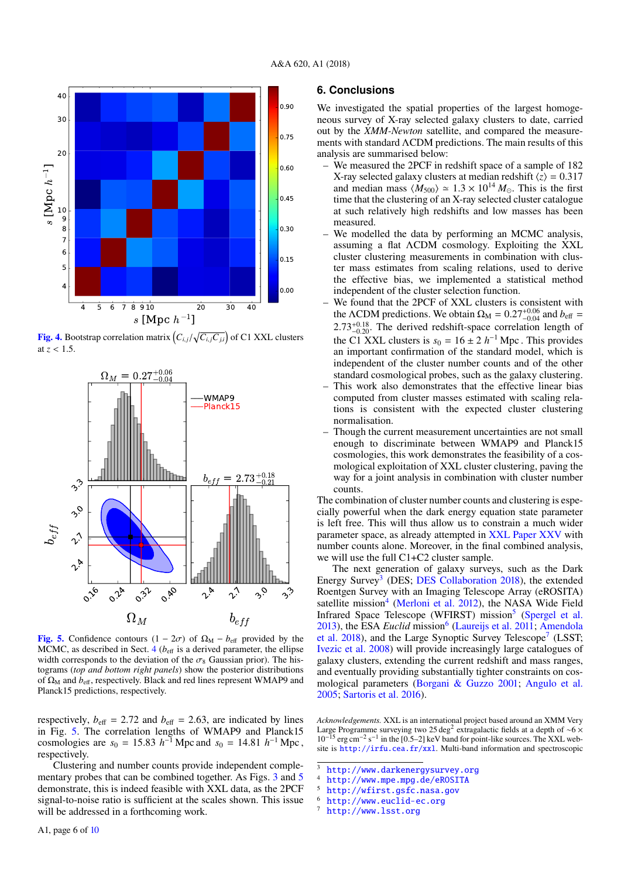Fig. 4. Bootstrap correlation matrix $\left(C_{i,j}/\sqrt{C_{i,j}C_{j,i}}\right)$ of C1 XXL clusters at $z < 1.5$.

Fig. 5. Confidence contours ($1 - 2\sigma$) of $\Omega_M - b_{\rm eff}$ provided by the MCMC, as described in Sect. 4 ($b_{\rm eff}$ is a derived parameter, the ellipse width corresponds to the deviation of the $\sigma_8$ Gaussian prior). The histograms (*top and bottom right panels*) show the posterior distributions of $\Omega_M$ and $b_{\rm eff}$, respectively. Black and red lines represent WMAP9 and Planck15 predictions, respectively.

respectively, $b_{\rm eff} = 2.72$ and $b_{\rm eff} = 2.63$, are indicated by lines in Fig. 5. The correlation lengths of WMAP9 and Planck15 cosmologies are $s_0 = 15.83\ h^{-1}$ Mpc and $s_0 = 14.81\ h^{-1}$ Mpc, respectively.

Clustering and number counts provide independent complementary probes that can be combined together. As Figs. 3 and 5 demonstrate, this is indeed feasible with XXL data, as the 2PCF signal-to-noise ratio is sufficient at the scales shown. This issue will be addressed in a forthcoming work.

## 6. Conclusions

We investigated the spatial properties of the largest homogeneous survey of X-ray selected galaxy clusters to date, carried out by the *XMM-Newton* satellite, and compared the measurements with standard ΛCDM predictions. The main results of this analysis are summarised below:

- We measured the 2PCF in redshift space of a sample of 182 X-ray selected galaxy clusters at median redshift $\langle z \rangle = 0.317$ and median mass $\langle M_{500} \rangle \simeq 1.3 \times 10^{14}\ M_\odot$. This is the first time that the clustering of an X-ray selected cluster catalogue at such relatively high redshifts and low masses has been measured.
- We modelled the data by performing an MCMC analysis, assuming a flat ΛCDM cosmology. Exploiting the XXL cluster clustering measurements in combination with cluster mass estimates from scaling relations, used to derive the effective bias, we implemented a statistical method independent of the cluster selection function.
- We found that the 2PCF of XXL clusters is consistent with the ΛCDM predictions. We obtain $\Omega_M = 0.27^{+0.06}_{-0.04}$ and $b_{\rm eff} = 2.73^{+0.18}_{-0.20}$. The derived redshift-space correlation length of the C1 XXL clusters is $s_0 = 16 \pm 2\ h^{-1}$ Mpc . This provides an important confirmation of the standard model, which is independent of the cluster number counts and of the other standard cosmological probes, such as the galaxy clustering.
- This work also demonstrates that the effective linear bias computed from cluster masses estimated with scaling relations is consistent with the expected cluster clustering normalisation.
- Though the current measurement uncertainties are not small enough to discriminate between WMAP9 and Planck15 cosmologies, this work demonstrates the feasibility of a cosmological exploitation of XXL cluster clustering, paving the way for a joint analysis in combination with cluster number counts.

The combination of cluster number counts and clustering is especially powerful when the dark energy equation state parameter is left free. This will thus allow us to constrain a much wider parameter space, as already attempted in XXL Paper XXV with number counts alone. Moreover, in the final combined analysis, we will use the full C1+C2 cluster sample.

The next generation of galaxy surveys, such as the Dark Energy Survey[3] (DES; DES Collaboration 2018), the extended Roentgen Survey with an Imaging Telescope Array (eROSITA) satellite mission[4] (Merloni et al. 2012), the NASA Wide Field Infrared Space Telescope (WFIRST) mission[5] (Spergel et al. 2013), the ESA *Euclid* mission[6] (Laureijs et al. 2011; Amendola et al. 2018), and the Large Synoptic Survey Telescope[7] (LSST; Ivezic et al. 2008) will provide increasingly large catalogues of galaxy clusters, extending the current redshift and mass ranges, and eventually providing substantially tighter constraints on cosmological parameters (Borgani & Guzzo 2001; Angulo et al. 2005; Sartoris et al. 2016).

*Acknowledgements.* XXL is an international project based around an XMM Very Large Programme surveying two 25 deg$^2$ extragalactic fields at a depth of $\sim 6 \times 10^{-15}$ erg cm$^{-2}$ s$^{-1}$ in the [0.5–2] keV band for point-like sources. The XXL website is http://irfu.cea.fr/xxl. Multi-band information and spectroscopic

[3] http://www.darkenergysurvey.org
[4] http://www.mpe.mpg.de/eROSITA
[5] http://wfirst.gsfc.nasa.gov
[6] http://www.euclid-ec.org
[7] http://www.lsst.org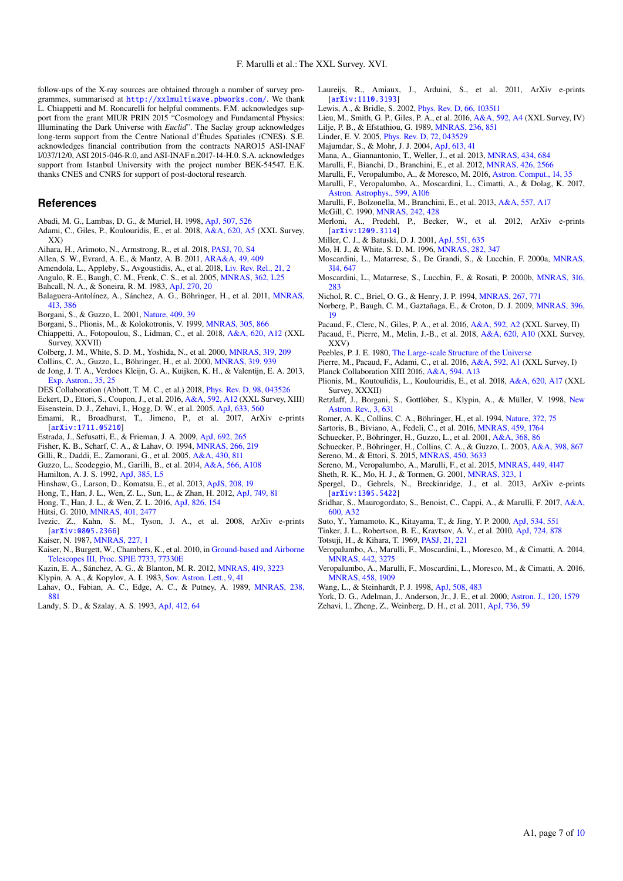follow-ups of the X-ray sources are obtained through a number of survey programmes, summarised at http://xxlmultiwave.pbworks.com/. We thank L. Chiappetti and M. Roncarelli for helpful comments. F.M. acknowledges support from the grant MIUR PRIN 2015 "Cosmology and Fundamental Physics: Illuminating the Dark Universe with *Euclid*". The Saclay group acknowledges long-term support from the Centre National d'Études Spatiales (CNES). S.E. acknowledges financial contribution from the contracts NARO15 ASI-INAF I/037/12/0, ASI 2015-046-R.0, and ASI-INAF n.2017-14-H.0. S.A. acknowledges support from Istanbul University with the project number BEK-54547. E.K. thanks CNES and CNRS for support of post-doctoral research.

## References

Abadi, M. G., Lambas, D. G., & Muriel, H. 1998, ApJ, 507, 526
Adami, C., Giles, P., Koulouridis, E., et al. 2018, A&A, 620, A5 (XXL Survey, XX)
Aihara, H., Arimoto, N., Armstrong, R., et al. 2018, PASJ, 70, S4
Allen, S. W., Evrard, A. E., & Mantz, A. B. 2011, ARA&A, 49, 409
Amendola, L., Appleby, S., Avgoustidis, A., et al. 2018, Liv. Rev. Rel., 21, 2
Angulo, R. E., Baugh, C. M., Frenk, C. S., et al. 2005, MNRAS, 362, L25
Bahcall, N. A., & Soneira, R. M. 1983, ApJ, 270, 20
Balaguera-Antolínez, A., Sánchez, A. G., Böhringer, H., et al. 2011, MNRAS, 413, 386
Borgani, S., & Guzzo, L. 2001, Nature, 409, 39
Borgani, S., Plionis, M., & Kolokotronis, V. 1999, MNRAS, 305, 866
Chiappetti, A., Fotopoulou, S., Lidman, C., et al. 2018, A&A, 620, A12 (XXL Survey, XXVII)
Colberg, J. M., White, S. D. M., Yoshida, N., et al. 2000, MNRAS, 319, 209
Collins, C. A., Guzzo, L., Böhringer, H., et al. 2000, MNRAS, 319, 939
de Jong, J. T. A., Verdoes Kleijn, G. A., Kuijken, K. H., & Valentijn, E. A. 2013, Exp. Astron., 35, 25
DES Collaboration (Abbott, T. M. C., et al.) 2018, Phys. Rev. D, 98, 043526
Eckert, D., Ettori, S., Coupon, J., et al. 2016, A&A, 592, A12 (XXL Survey, XIII)
Eisenstein, D. J., Zehavi, I., Hogg, D. W., et al. 2005, ApJ, 633, 560
Emami, R., Broadhurst, T., Jimeno, P., et al. 2017, ArXiv e-prints [arXiv:1711.05210]
Estrada, J., Sefusatti, E., & Frieman, J. A. 2009, ApJ, 692, 265
Fisher, K. B., Scharf, C. A., & Lahav, O. 1994, MNRAS, 266, 219
Gilli, R., Daddi, E., Zamorani, G., et al. 2005, A&A, 430, 811
Guzzo, L., Scodeggio, M., Garilli, B., et al. 2014, A&A, 566, A108
Hamilton, A. J. S. 1992, ApJ, 385, L5
Hinshaw, G., Larson, D., Komatsu, E., et al. 2013, ApJS, 208, 19
Hong, T., Han, J. L., Wen, Z. L., Sun, L., & Zhan, H. 2012, ApJ, 749, 81
Hong, T., Han, J. L., & Wen, Z. L. 2016, ApJ, 826, 154
Hütsi, G. 2010, MNRAS, 401, 2477
Ivezic, Z., Kahn, S. M., Tyson, J. A., et al. 2008, ArXiv e-prints [arXiv:0805.2366]
Kaiser, N. 1987, MNRAS, 227, 1
Kaiser, N., Burgett, W., Chambers, K., et al. 2010, in Ground-based and Airborne Telescopes III, Proc. SPIE 7733, 77330E
Kazin, E. A., Sánchez, A. G., & Blanton, M. R. 2012, MNRAS, 419, 3223
Klypin, A. A., & Kopylov, A. I. 1983, Sov. Astron. Lett., 9, 41
Lahav, O., Fabian, A. C., Edge, A. C., & Putney, A. 1989, MNRAS, 238, 881
Landy, S. D., & Szalay, A. S. 1993, ApJ, 412, 64
Laureijs, R., Amiaux, J., Arduini, S., et al. 2011, ArXiv e-prints [arXiv:1110.3193]
Lewis, A., & Bridle, S. 2002, Phys. Rev. D, 66, 103511
Lieu, M., Smith, G. P., Giles, P. A., et al. 2016, A&A, 592, A4 (XXL Survey, IV)
Lilje, P. B., & Efstathiou, G. 1989, MNRAS, 236, 851
Linder, E. V. 2005, Phys. Rev. D, 72, 043529
Majumdar, S., & Mohr, J. J. 2004, ApJ, 613, 41
Mana, A., Giannantonio, T., Weller, J., et al. 2013, MNRAS, 434, 684
Marulli, F., Bianchi, D., Branchini, E., et al. 2012, MNRAS, 426, 2566
Marulli, F., Veropalumbo, A., & Moresco, M. 2016, Astron. Comput., 14, 35
Marulli, F., Veropalumbo, A., Moscardini, L., Cimatti, A., & Dolag, K. 2017, Astron. Astrophys., 599, A106
Marulli, F., Bolzonella, M., Branchini, E., et al. 2013, A&A, 557, A17
McGill, C. 1990, MNRAS, 242, 428
Merloni, A., Predehl, P., Becker, W., et al. 2012, ArXiv e-prints [arXiv:1209.3114]
Miller, C. J., & Batuski, D. J. 2001, ApJ, 551, 635
Mo, H. J., & White, S. D. M. 1996, MNRAS, 282, 347
Moscardini, L., Matarrese, S., De Grandi, S., & Lucchin, F. 2000a, MNRAS, 314, 647
Moscardini, L., Matarrese, S., Lucchin, F., & Rosati, P. 2000b, MNRAS, 316, 283
Nichol, R. C., Briel, O. G., & Henry, J. P. 1994, MNRAS, 267, 771
Norberg, P., Baugh, C. M., Gaztañaga, E., & Croton, D. J. 2009, MNRAS, 396, 19
Pacaud, F., Clerc, N., Giles, P. A., et al. 2016, A&A, 592, A2 (XXL Survey, II)
Pacaud, F., Pierre, M., Melin, J.-B., et al. 2018, A&A, 620, A10 (XXL Survey, XXV)
Peebles, P. J. E. 1980, The Large-scale Structure of the Universe
Pierre, M., Pacaud, F., Adami, C., et al. 2016, A&A, 592, A1 (XXL Survey, I)
Planck Collaboration XIII 2016, A&A, 594, A13
Plionis, M., Koutoulidis, L., Koulouridis, E., et al. 2018, A&A, 620, A17 (XXL Survey, XXXII)
Retzlaff, J., Borgani, S., Gottlöber, S., Klypin, A., & Müller, V. 1998, New Astron. Rev., 3, 631
Romer, A. K., Collins, C. A., Böhringer, H., et al. 1994, Nature, 372, 75
Sartoris, B., Biviano, A., Fedeli, C., et al. 2016, MNRAS, 459, 1764
Schuecker, P., Böhringer, H., Guzzo, L., et al. 2001, A&A, 368, 86
Schuecker, P., Böhringer, H., Collins, C. A., & Guzzo, L. 2003, A&A, 398, 867
Sereno, M., & Ettori, S. 2015, MNRAS, 450, 3633
Sereno, M., Veropalumbo, A., Marulli, F., et al. 2015, MNRAS, 449, 4147
Sheth, R. K., Mo, H. J., & Tormen, G. 2001, MNRAS, 323, 1
Spergel, D., Gehrels, N., Breckinridge, J., et al. 2013, ArXiv e-prints [arXiv:1305.5422]
Sridhar, S., Maurogordato, S., Benoist, C., Cappi, A., & Marulli, F. 2017, A&A, 600, A32
Suto, Y., Yamamoto, K., Kitayama, T., & Jing, Y. P. 2000, ApJ, 534, 551
Tinker, J. L., Robertson, B. E., Kravtsov, A. V., et al. 2010, ApJ, 724, 878
Totsuji, H., & Kihara, T. 1969, PASJ, 21, 221
Veropalumbo, A., Marulli, F., Moscardini, L., Moresco, M., & Cimatti, A. 2014, MNRAS, 442, 3275
Veropalumbo, A., Marulli, F., Moscardini, L., Moresco, M., & Cimatti, A. 2016, MNRAS, 458, 1909
Wang, L., & Steinhardt, P. J. 1998, ApJ, 508, 483
York, D. G., Adelman, J., Anderson, Jr., J. E., et al. 2000, Astron. J., 120, 1579
Zehavi, I., Zheng, Z., Weinberg, D. H., et al. 2011, ApJ, 736, 59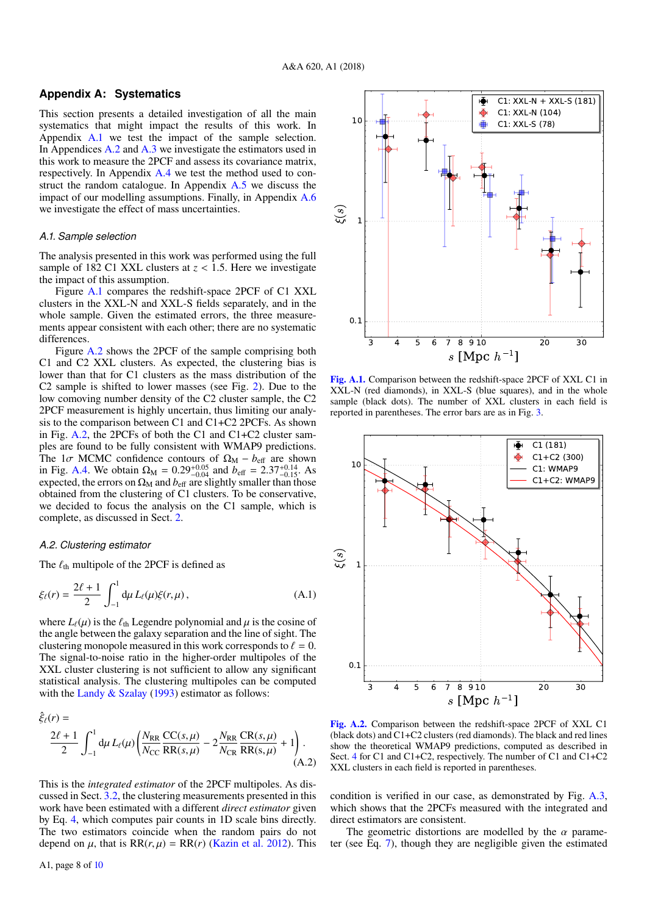## Appendix A: Systematics

This section presents a detailed investigation of all the main systematics that might impact the results of this work. In Appendix A.1 we test the impact of the sample selection. In Appendices A.2 and A.3 we investigate the estimators used in this work to measure the 2PCF and assess its covariance matrix, respectively. In Appendix A.4 we test the method used to construct the random catalogue. In Appendix A.5 we discuss the impact of our modelling assumptions. Finally, in Appendix A.6 we investigate the effect of mass uncertainties.

### A.1. Sample selection

The analysis presented in this work was performed using the full sample of 182 C1 XXL clusters at $z < 1.5$. Here we investigate the impact of this assumption.

Figure A.1 compares the redshift-space 2PCF of C1 XXL clusters in the XXL-N and XXL-S fields separately, and in the whole sample. Given the estimated errors, the three measurements appear consistent with each other; there are no systematic differences.

Figure A.2 shows the 2PCF of the sample comprising both C1 and C2 XXL clusters. As expected, the clustering bias is lower than that for C1 clusters as the mass distribution of the C2 sample is shifted to lower masses (see Fig. 2). Due to the low comoving number density of the C2 cluster sample, the C2 2PCF measurement is highly uncertain, thus limiting our analysis to the comparison between C1 and C1+C2 2PCFs. As shown in Fig. A.2, the 2PCFs of both the C1 and C1+C2 cluster samples are found to be fully consistent with WMAP9 predictions. The $1\sigma$ MCMC confidence contours of $\Omega_M - b_{\rm eff}$ are shown in Fig. A.4. We obtain $\Omega_M = 0.29^{+0.05}_{-0.04}$ and $b_{\rm eff} = 2.37^{+0.14}_{-0.15}$. As expected, the errors on $\Omega_M$ and $b_{\rm eff}$ are slightly smaller than those obtained from the clustering of C1 clusters. To be conservative, we decided to focus the analysis on the C1 sample, which is complete, as discussed in Sect. 2.

**Fig. A.1.** Comparison between the redshift-space 2PCF of XXL C1 in XXL-N (red diamonds), in XXL-S (blue squares), and in the whole sample (black dots). The number of XXL clusters in each field is reported in parentheses. The error bars are as in Fig. 3.

**Fig. A.2.** Comparison between the redshift-space 2PCF of XXL C1 (black dots) and C1+C2 clusters (red diamonds). The black and red lines show the theoretical WMAP9 predictions, computed as described in Sect. 4 for C1 and C1+C2, respectively. The number of C1 and C1+C2 XXL clusters in each field is reported in parentheses.

### A.2. Clustering estimator

The $\ell_{\rm th}$ multipole of the 2PCF is defined as

$$\xi_\ell(r) = \frac{2\ell+1}{2}\int_{-1}^{1} {\rm d}\mu\, L_\ell(\mu)\xi(r,\mu)\,, \tag{A.1}$$

where $L_\ell(\mu)$ is the $\ell_{\rm th}$ Legendre polynomial and $\mu$ is the cosine of the angle between the galaxy separation and the line of sight. The clustering monopole measured in this work corresponds to $\ell = 0$. The signal-to-noise ratio in the higher-order multipoles of the XXL cluster clustering is not sufficient to allow any significant statistical analysis. The clustering multipoles can be computed with the Landy & Szalay (1993) estimator as follows:

$$\hat{\xi}_\ell(r) = \frac{2\ell+1}{2}\int_{-1}^{1} {\rm d}\mu\, L_\ell(\mu)\left(\frac{N_{\rm RR}}{N_{\rm CC}}\frac{{\rm CC}(s,\mu)}{{\rm RR}(s,\mu)} - 2\frac{N_{\rm RR}}{N_{\rm CR}}\frac{{\rm CR}(s,\mu)}{{\rm RR}(s,\mu)} + 1\right). \tag{A.2}$$

This is the *integrated estimator* of the 2PCF multipoles. As discussed in Sect. 3.2, the clustering measurements presented in this work have been estimated with a different *direct estimator* given by Eq. 4, which computes pair counts in 1D scale bins directly. The two estimators coincide when the random pairs do not depend on $\mu$, that is $RR(r,\mu) = RR(r)$ (Kazin et al. 2012). This condition is verified in our case, as demonstrated by Fig. A.3, which shows that the 2PCFs measured with the integrated and direct estimators are consistent.

The geometric distortions are modelled by the $\alpha$ parameter (see Eq. 7), though they are negligible given the estimated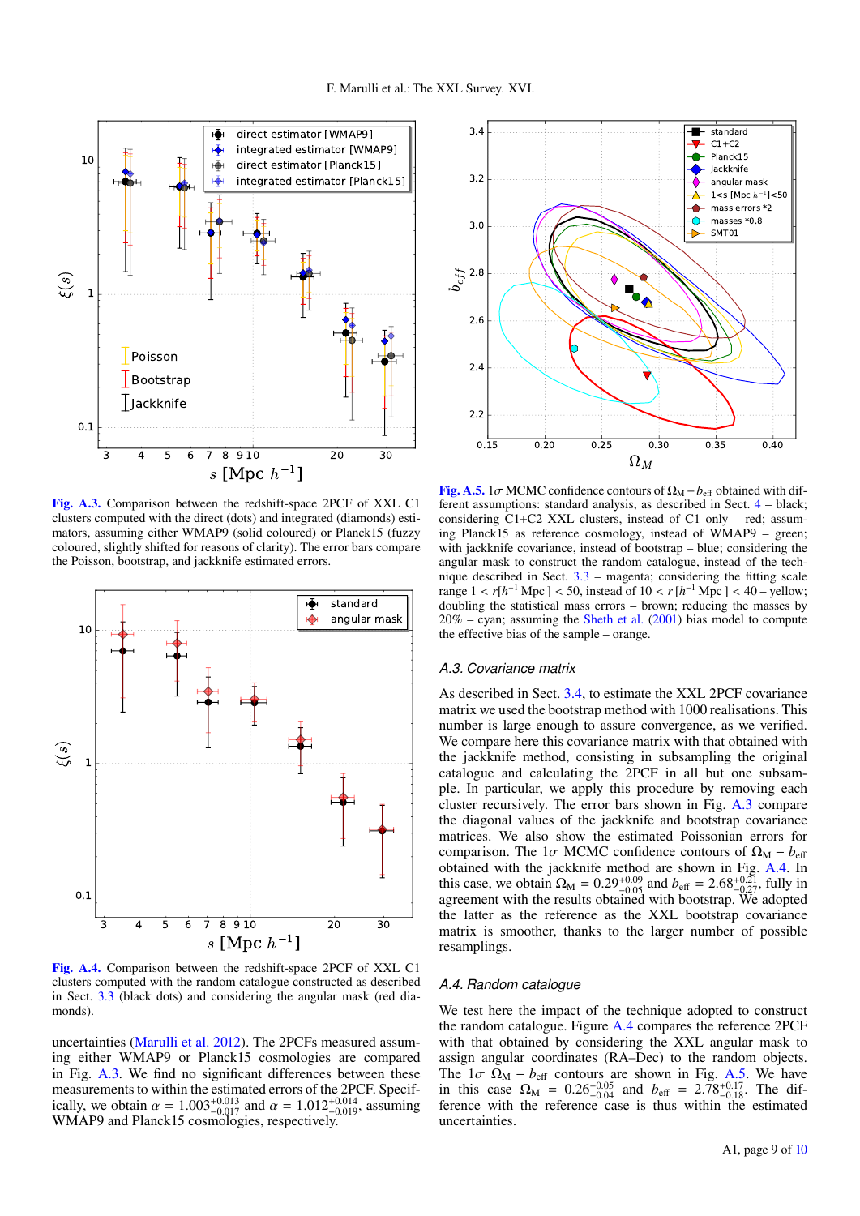Fig. A.3. Comparison between the redshift-space 2PCF of XXL C1 clusters computed with the direct (dots) and integrated (diamonds) estimators, assuming either WMAP9 (solid coloured) or Planck15 (fuzzy coloured, slightly shifted for reasons of clarity). The error bars compare the Poisson, bootstrap, and jackknife estimated errors.

Fig. A.4. Comparison between the redshift-space 2PCF of XXL C1 clusters computed with the random catalogue constructed as described in Sect. 3.3 (black dots) and considering the angular mask (red diamonds).

uncertainties (Marulli et al. 2012). The 2PCFs measured assuming either WMAP9 or Planck15 cosmologies are compared in Fig. A.3. We find no significant differences between these measurements to within the estimated errors of the 2PCF. Specifically, we obtain $\alpha = 1.003^{+0.013}_{-0.017}$ and $\alpha = 1.012^{+0.014}_{-0.019}$, assuming WMAP9 and Planck15 cosmologies, respectively.

Fig. A.5. $1\sigma$ MCMC confidence contours of $\Omega_\mathrm{M} - b_\mathrm{eff}$ obtained with different assumptions: standard analysis, as described in Sect. 4 – black; considering C1+C2 XXL clusters, instead of C1 only – red; assuming Planck15 as reference cosmology, instead of WMAP9 – green; with jackknife covariance, instead of bootstrap – blue; considering the angular mask to construct the random catalogue, instead of the technique described in Sect. 3.3 – magenta; considering the fitting scale range $1 < r[h^{-1}\,\mathrm{Mpc}] < 50$, instead of $10 < r\,[h^{-1}\,\mathrm{Mpc}] < 40$ – yellow; doubling the statistical mass errors – brown; reducing the masses by 20% – cyan; assuming the Sheth et al. (2001) bias model to compute the effective bias of the sample – orange.

### A.3. Covariance matrix

As described in Sect. 3.4, to estimate the XXL 2PCF covariance matrix we used the bootstrap method with 1000 realisations. This number is large enough to assure convergence, as we verified. We compare here this covariance matrix with that obtained with the jackknife method, consisting in subsampling the original catalogue and calculating the 2PCF in all but one subsample. In particular, we apply this procedure by removing each cluster recursively. The error bars shown in Fig. A.3 compare the diagonal values of the jackknife and bootstrap covariance matrices. We also show the estimated Poissonian errors for comparison. The $1\sigma$ MCMC confidence contours of $\Omega_\mathrm{M} - b_\mathrm{eff}$ obtained with the jackknife method are shown in Fig. A.4. In this case, we obtain $\Omega_\mathrm{M} = 0.29^{+0.09}_{-0.05}$ and $b_\mathrm{eff} = 2.68^{+0.21}_{-0.27}$, fully in agreement with the results obtained with bootstrap. We adopted the latter as the reference as the XXL bootstrap covariance matrix is smoother, thanks to the larger number of possible resamplings.

### A.4. Random catalogue

We test here the impact of the technique adopted to construct the random catalogue. Figure A.4 compares the reference 2PCF with that obtained by considering the XXL angular mask to assign angular coordinates (RA–Dec) to the random objects. The $1\sigma$ $\Omega_\mathrm{M} - b_\mathrm{eff}$ contours are shown in Fig. A.5. We have in this case $\Omega_\mathrm{M} = 0.26^{+0.05}_{-0.04}$ and $b_\mathrm{eff} = 2.78^{+0.17}_{-0.18}$. The difference with the reference case is thus within the estimated uncertainties.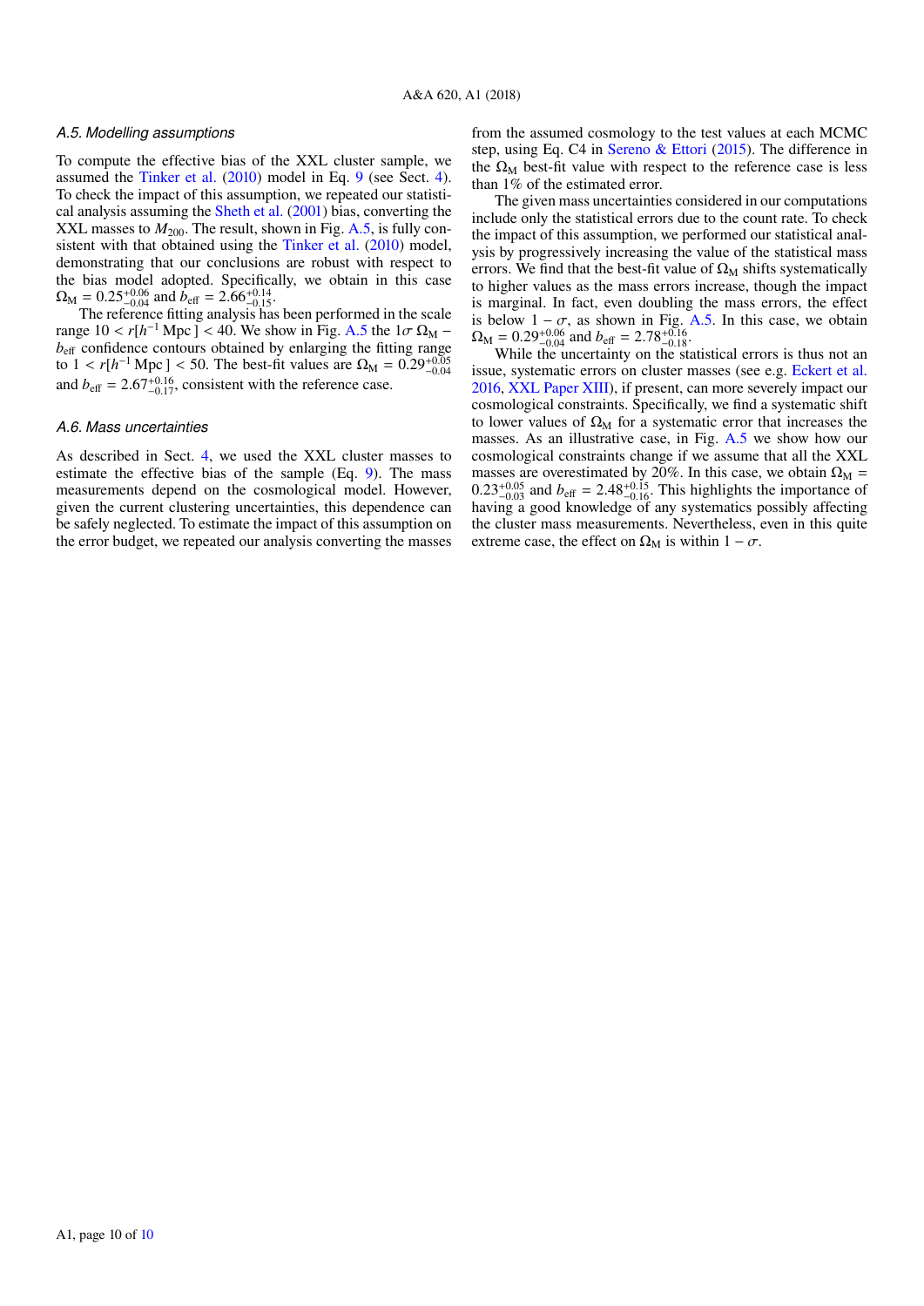### A.5. Modelling assumptions

To compute the effective bias of the XXL cluster sample, we assumed the Tinker et al. (2010) model in Eq. 9 (see Sect. 4). To check the impact of this assumption, we repeated our statistical analysis assuming the Sheth et al. (2001) bias, converting the XXL masses to $M_{200}$. The result, shown in Fig. A.5, is fully consistent with that obtained using the Tinker et al. (2010) model, demonstrating that our conclusions are robust with respect to the bias model adopted. Specifically, we obtain in this case $\Omega_M = 0.25^{+0.06}_{-0.04}$ and $b_{\rm eff} = 2.66^{+0.14}_{-0.15}$.

The reference fitting analysis has been performed in the scale range $10 < r[h^{-1}\,{\rm Mpc}\,] < 40$. We show in Fig. A.5 the $1\sigma$ $\Omega_M - b_{\rm eff}$ confidence contours obtained by enlarging the fitting range to $1 < r[h^{-1}\,{\rm Mpc}\,] < 50$. The best-fit values are $\Omega_M = 0.29^{+0.05}_{-0.04}$ and $b_{\rm eff} = 2.67^{+0.16}_{-0.17}$, consistent with the reference case.

### A.6. Mass uncertainties

As described in Sect. 4, we used the XXL cluster masses to estimate the effective bias of the sample (Eq. 9). The mass measurements depend on the cosmological model. However, given the current clustering uncertainties, this dependence can be safely neglected. To estimate the impact of this assumption on the error budget, we repeated our analysis converting the masses from the assumed cosmology to the test values at each MCMC step, using Eq. C4 in Sereno & Ettori (2015). The difference in the $\Omega_M$ best-fit value with respect to the reference case is less than 1% of the estimated error.

The given mass uncertainties considered in our computations include only the statistical errors due to the count rate. To check the impact of this assumption, we performed our statistical analysis by progressively increasing the value of the statistical mass errors. We find that the best-fit value of $\Omega_M$ shifts systematically to higher values as the mass errors increase, though the impact is marginal. In fact, even doubling the mass errors, the effect is below $1-\sigma$, as shown in Fig. A.5. In this case, we obtain $\Omega_M = 0.29^{+0.06}_{-0.04}$ and $b_{\rm eff} = 2.78^{+0.16}_{-0.18}$.

While the uncertainty on the statistical errors is thus not an issue, systematic errors on cluster masses (see e.g. Eckert et al. 2016, XXL Paper XIII), if present, can more severely impact our cosmological constraints. Specifically, we find a systematic shift to lower values of $\Omega_M$ for a systematic error that increases the masses. As an illustrative case, in Fig. A.5 we show how our cosmological constraints change if we assume that all the XXL masses are overestimated by 20%. In this case, we obtain $\Omega_M = 0.23^{+0.05}_{-0.03}$ and $b_{\rm eff} = 2.48^{+0.15}_{-0.16}$. This highlights the importance of having a good knowledge of any systematics possibly affecting the cluster mass measurements. Nevertheless, even in this quite extreme case, the effect on $\Omega_M$ is within $1-\sigma$.